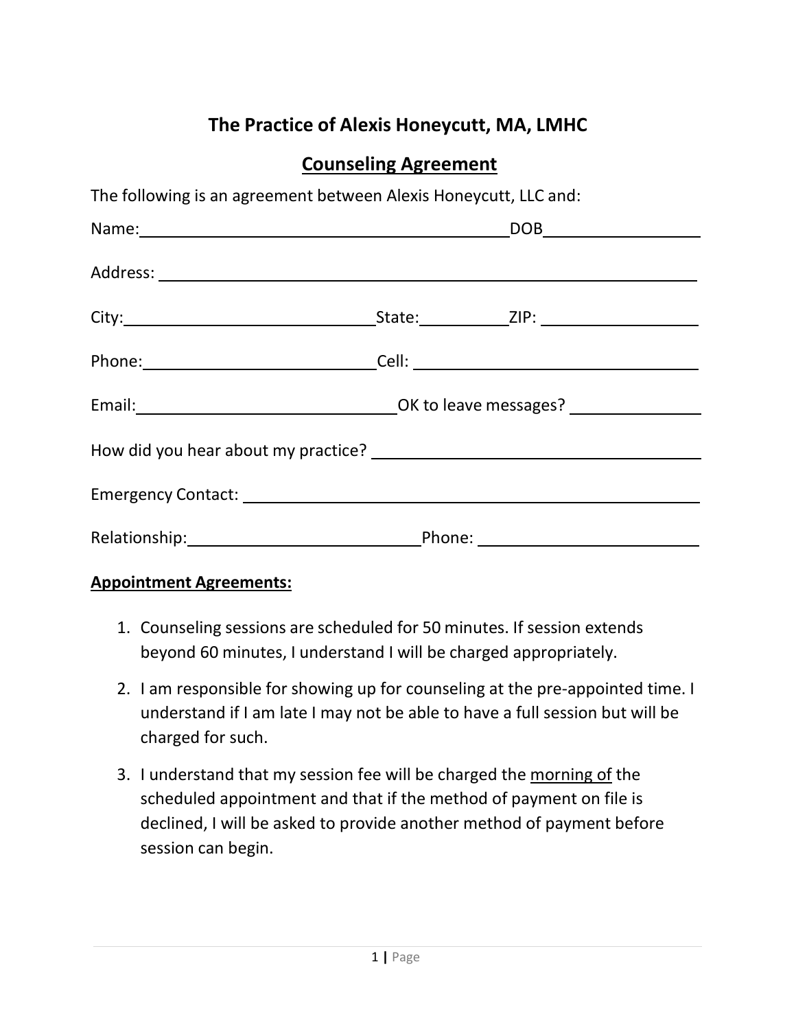# The Practice of Alexis Honeycutt, MA, LMHC

## Counseling Agreement

The following is an agreement between Alexis Honeycutt, LLC and:

Name: ______________________________ DOB ______________

Address: ______________________________________________

City: ____________________ State: ________ ZIP: ____________

Phone: ____________________ Cell: ______________________

Email: ____________________ OK to leave messages? __________

How did you hear about my practice? __________________________

Emergency Contact: ___________________________________

Relationship: ____________________ Phone: __________________

**Appointment Agreements:**

1. Counseling sessions are scheduled for 50 minutes. If session extends beyond 60 minutes, I understand I will be charged appropriately.
2. I am responsible for showing up for counseling at the pre-appointed time. I understand if I am late I may not be able to have a full session but will be charged for such.
3. I understand that my session fee will be charged the morning of the scheduled appointment and that if the method of payment on file is declined, I will be asked to provide another method of payment before session can begin.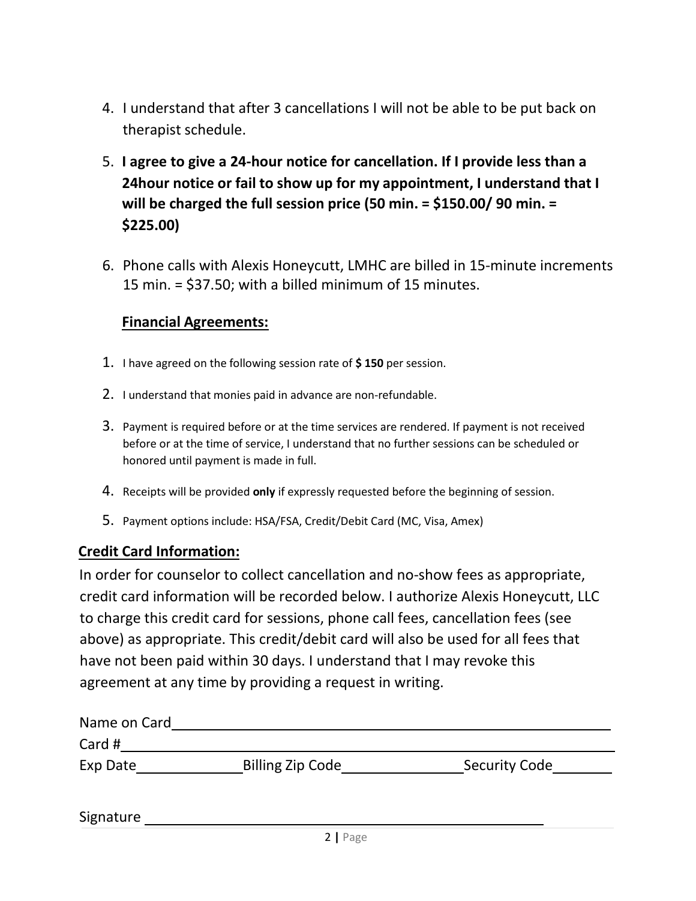4. I understand that after 3 cancellations I will not be able to be put back on therapist schedule.

5. **I agree to give a 24-hour notice for cancellation. If I provide less than a 24hour notice or fail to show up for my appointment, I understand that I will be charged the full session price (50 min. = $150.00/ 90 min. = $225.00)**

6. Phone calls with Alexis Honeycutt, LMHC are billed in 15-minute increments 15 min. = $37.50; with a billed minimum of 15 minutes.

**Financial Agreements:**

1. I have agreed on the following session rate of **$ 150** per session.
2. I understand that monies paid in advance are non-refundable.
3. Payment is required before or at the time services are rendered. If payment is not received before or at the time of service, I understand that no further sessions can be scheduled or honored until payment is made in full.
4. Receipts will be provided **only** if expressly requested before the beginning of session.
5. Payment options include: HSA/FSA, Credit/Debit Card (MC, Visa, Amex)

**Credit Card Information:**

In order for counselor to collect cancellation and no-show fees as appropriate, credit card information will be recorded below. I authorize Alexis Honeycutt, LLC to charge this credit card for sessions, phone call fees, cancellation fees (see above) as appropriate. This credit/debit card will also be used for all fees that have not been paid within 30 days. I understand that I may revoke this agreement at any time by providing a request in writing.

Name on Card ______________________________________________

Card # ____________________________________________________

Exp Date ____________ Billing Zip Code ______________ Security Code _______

Signature _________________________________________________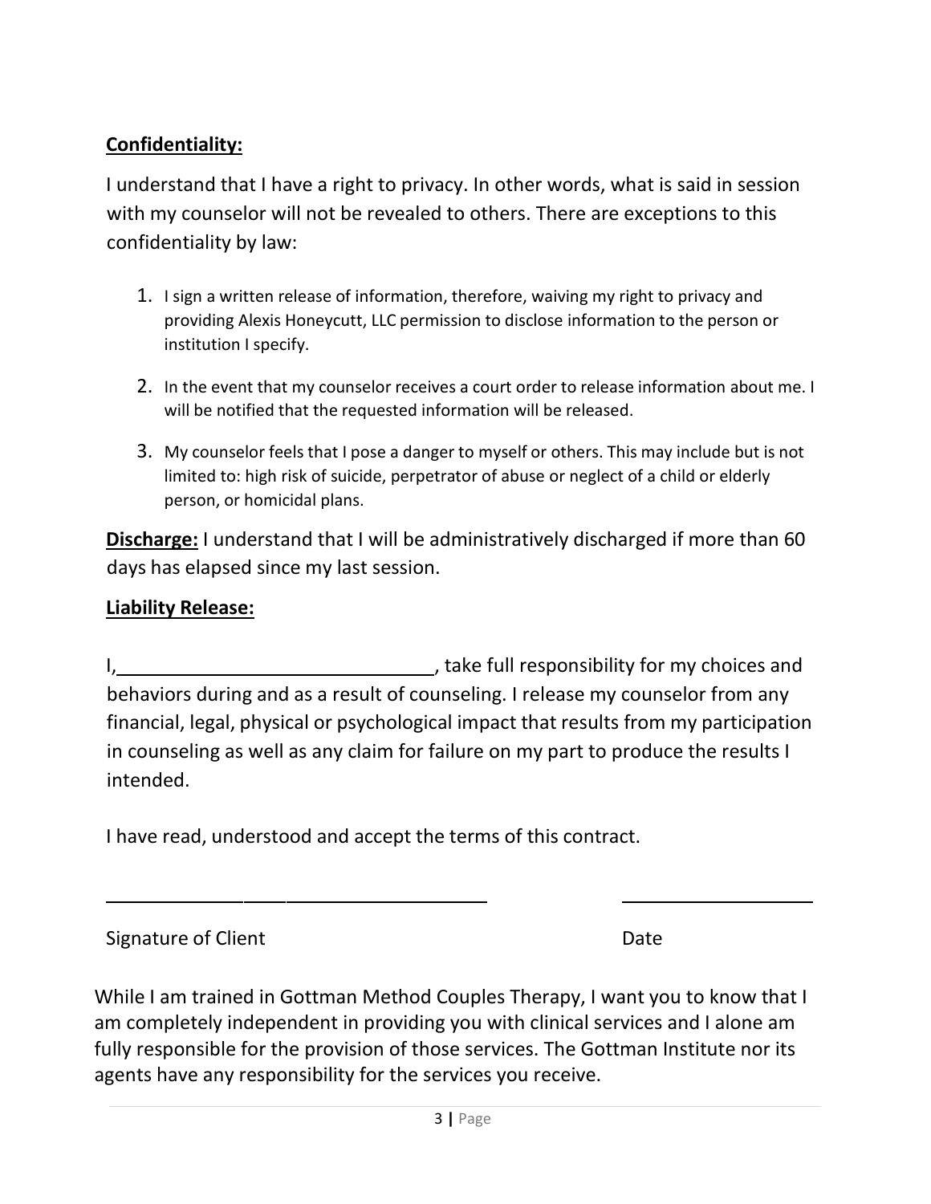**Confidentiality:**

I understand that I have a right to privacy. In other words, what is said in session with my counselor will not be revealed to others. There are exceptions to this confidentiality by law:

1. I sign a written release of information, therefore, waiving my right to privacy and providing Alexis Honeycutt, LLC permission to disclose information to the person or institution I specify.
2. In the event that my counselor receives a court order to release information about me. I will be notified that the requested information will be released.
3. My counselor feels that I pose a danger to myself or others. This may include but is not limited to: high risk of suicide, perpetrator of abuse or neglect of a child or elderly person, or homicidal plans.

**Discharge:** I understand that I will be administratively discharged if more than 60 days has elapsed since my last session.

**Liability Release:**

I,______________________________, take full responsibility for my choices and behaviors during and as a result of counseling. I release my counselor from any financial, legal, physical or psychological impact that results from my participation in counseling as well as any claim for failure on my part to produce the results I intended.

I have read, understood and accept the terms of this contract.

_______________________________________ ____________________

Signature of Client Date

While I am trained in Gottman Method Couples Therapy, I want you to know that I am completely independent in providing you with clinical services and I alone am fully responsible for the provision of those services. The Gottman Institute nor its agents have any responsibility for the services you receive.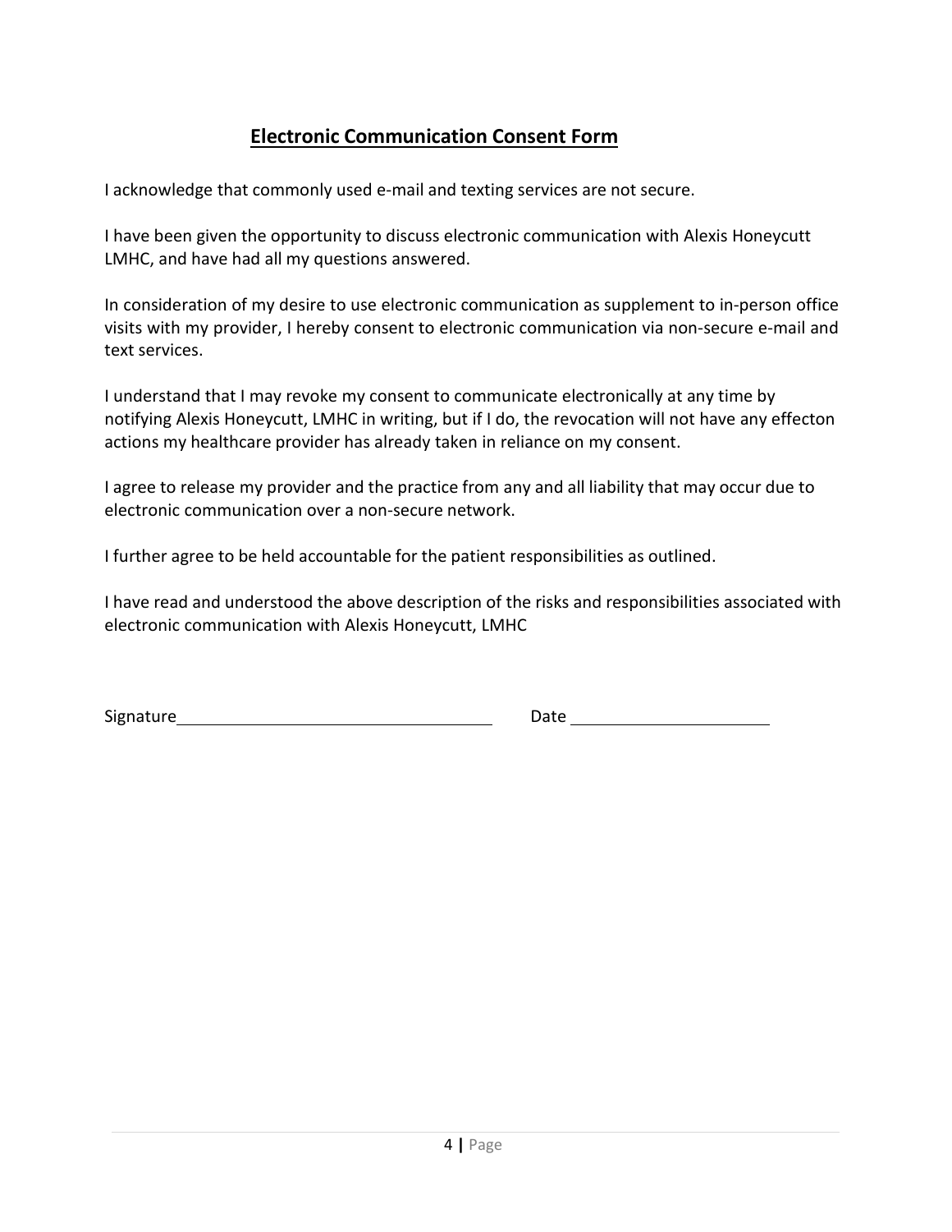## Electronic Communication Consent Form

I acknowledge that commonly used e-mail and texting services are not secure.

I have been given the opportunity to discuss electronic communication with Alexis Honeycutt LMHC, and have had all my questions answered.

In consideration of my desire to use electronic communication as supplement to in-person office visits with my provider, I hereby consent to electronic communication via non-secure e-mail and text services.

I understand that I may revoke my consent to communicate electronically at any time by notifying Alexis Honeycutt, LMHC in writing, but if I do, the revocation will not have any effecton actions my healthcare provider has already taken in reliance on my consent.

I agree to release my provider and the practice from any and all liability that may occur due to electronic communication over a non-secure network.

I further agree to be held accountable for the patient responsibilities as outlined.

I have read and understood the above description of the risks and responsibilities associated with electronic communication with Alexis Honeycutt, LMHC

Signature________________________________ Date ____________________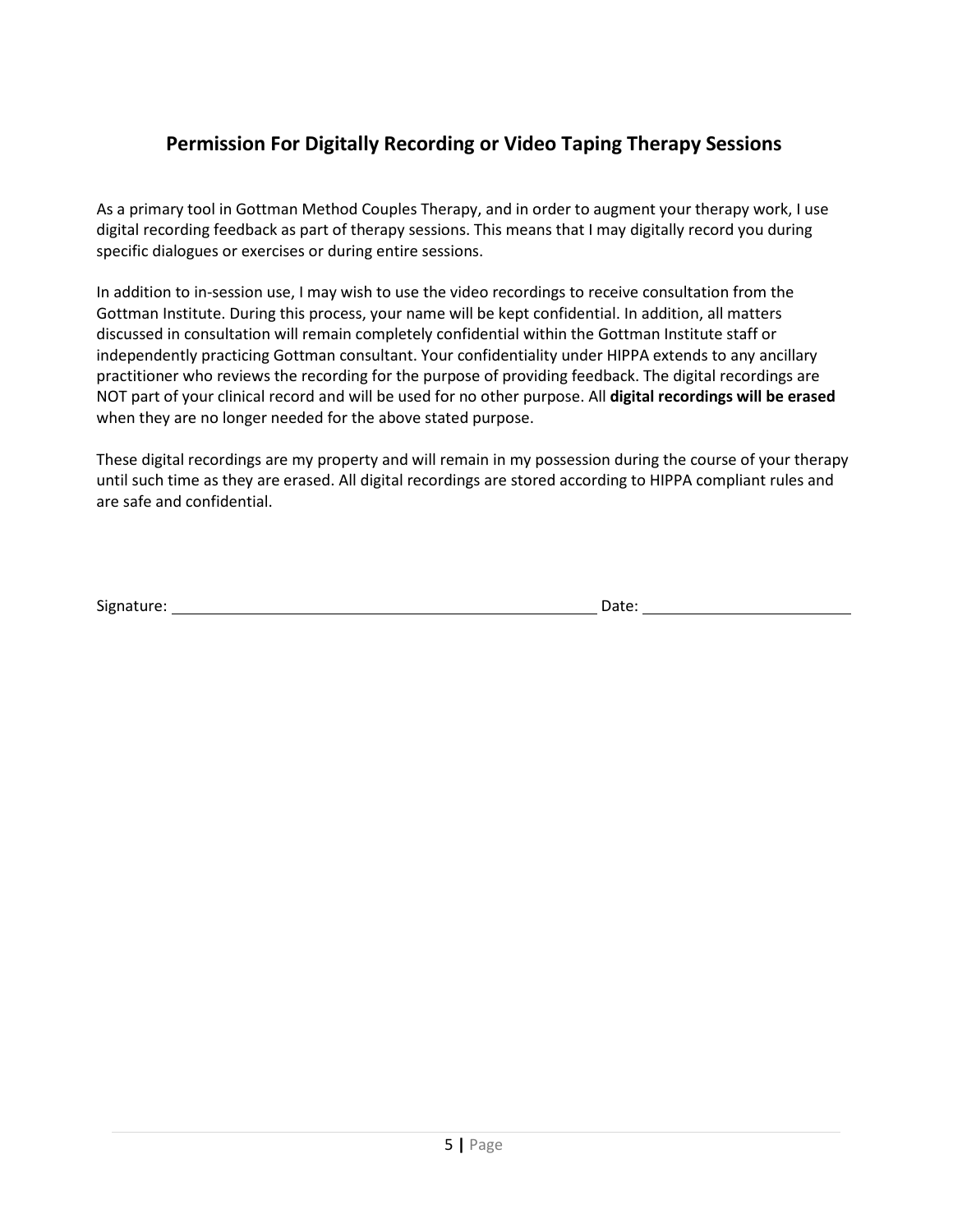## Permission For Digitally Recording or Video Taping Therapy Sessions

As a primary tool in Gottman Method Couples Therapy, and in order to augment your therapy work, I use digital recording feedback as part of therapy sessions. This means that I may digitally record you during specific dialogues or exercises or during entire sessions.

In addition to in-session use, I may wish to use the video recordings to receive consultation from the Gottman Institute. During this process, your name will be kept confidential. In addition, all matters discussed in consultation will remain completely confidential within the Gottman Institute staff or independently practicing Gottman consultant. Your confidentiality under HIPPA extends to any ancillary practitioner who reviews the recording for the purpose of providing feedback. The digital recordings are NOT part of your clinical record and will be used for no other purpose. All **digital recordings will be erased** when they are no longer needed for the above stated purpose.

These digital recordings are my property and will remain in my possession during the course of your therapy until such time as they are erased. All digital recordings are stored according to HIPPA compliant rules and are safe and confidential.

Signature: ______________________________________________ Date: ______________________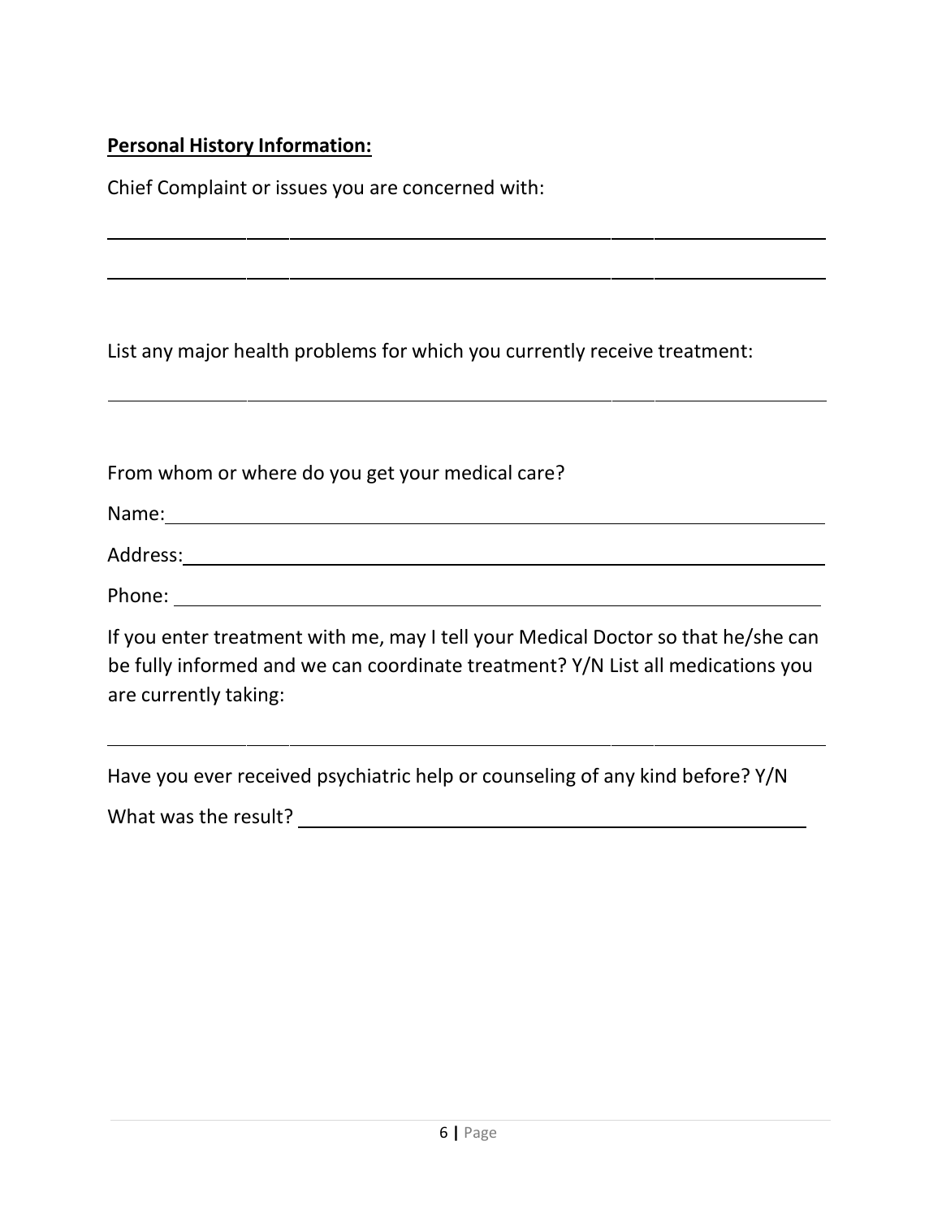**Personal History Information:**

Chief Complaint or issues you are concerned with:

\_\_\_\_\_\_\_\_\_\_\_\_\_\_\_\_\_\_\_\_\_\_\_\_\_\_\_\_\_\_\_\_\_\_\_\_\_\_\_\_\_\_\_\_\_\_\_\_\_\_\_\_\_\_\_\_\_\_\_\_

\_\_\_\_\_\_\_\_\_\_\_\_\_\_\_\_\_\_\_\_\_\_\_\_\_\_\_\_\_\_\_\_\_\_\_\_\_\_\_\_\_\_\_\_\_\_\_\_\_\_\_\_\_\_\_\_\_\_\_\_

List any major health problems for which you currently receive treatment:

\_\_\_\_\_\_\_\_\_\_\_\_\_\_\_\_\_\_\_\_\_\_\_\_\_\_\_\_\_\_\_\_\_\_\_\_\_\_\_\_\_\_\_\_\_\_\_\_\_\_\_\_\_\_\_\_\_\_\_\_

From whom or where do you get your medical care?

Name: \_\_\_\_\_\_\_\_\_\_\_\_\_\_\_\_\_\_\_\_\_\_\_\_\_\_\_\_\_\_\_\_\_\_\_\_\_\_\_\_\_\_\_\_\_\_\_\_\_\_\_\_\_\_

Address: \_\_\_\_\_\_\_\_\_\_\_\_\_\_\_\_\_\_\_\_\_\_\_\_\_\_\_\_\_\_\_\_\_\_\_\_\_\_\_\_\_\_\_\_\_\_\_\_\_\_\_\_

Phone: \_\_\_\_\_\_\_\_\_\_\_\_\_\_\_\_\_\_\_\_\_\_\_\_\_\_\_\_\_\_\_\_\_\_\_\_\_\_\_\_\_\_\_\_\_\_\_\_\_\_\_\_\_\_

If you enter treatment with me, may I tell your Medical Doctor so that he/she can be fully informed and we can coordinate treatment? Y/N List all medications you are currently taking:

\_\_\_\_\_\_\_\_\_\_\_\_\_\_\_\_\_\_\_\_\_\_\_\_\_\_\_\_\_\_\_\_\_\_\_\_\_\_\_\_\_\_\_\_\_\_\_\_\_\_\_\_\_\_\_\_\_\_\_\_

Have you ever received psychiatric help or counseling of any kind before? Y/N

What was the result? \_\_\_\_\_\_\_\_\_\_\_\_\_\_\_\_\_\_\_\_\_\_\_\_\_\_\_\_\_\_\_\_\_\_\_\_\_\_\_\_\_\_\_\_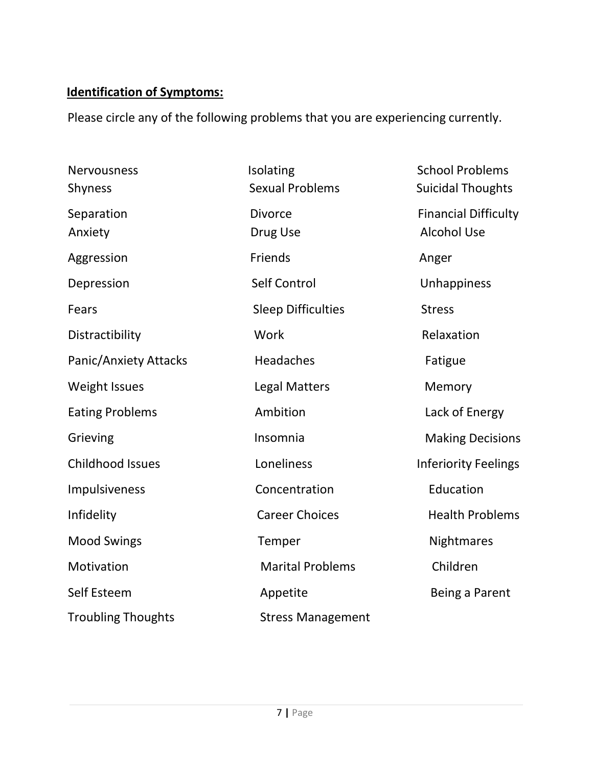**Identification of Symptoms:**

Please circle any of the following problems that you are experiencing currently.

| | | |
|---|---|---|
| Nervousness | Isolating | School Problems |
| Shyness | Sexual Problems | Suicidal Thoughts |
| Separation | Divorce | Financial Difficulty |
| Anxiety | Drug Use | Alcohol Use |
| Aggression | Friends | Anger |
| Depression | Self Control | Unhappiness |
| Fears | Sleep Difficulties | Stress |
| Distractibility | Work | Relaxation |
| Panic/Anxiety Attacks | Headaches | Fatigue |
| Weight Issues | Legal Matters | Memory |
| Eating Problems | Ambition | Lack of Energy |
| Grieving | Insomnia | Making Decisions |
| Childhood Issues | Loneliness | Inferiority Feelings |
| Impulsiveness | Concentration | Education |
| Infidelity | Career Choices | Health Problems |
| Mood Swings | Temper | Nightmares |
| Motivation | Marital Problems | Children |
| Self Esteem | Appetite | Being a Parent |
| Troubling Thoughts | Stress Management | |